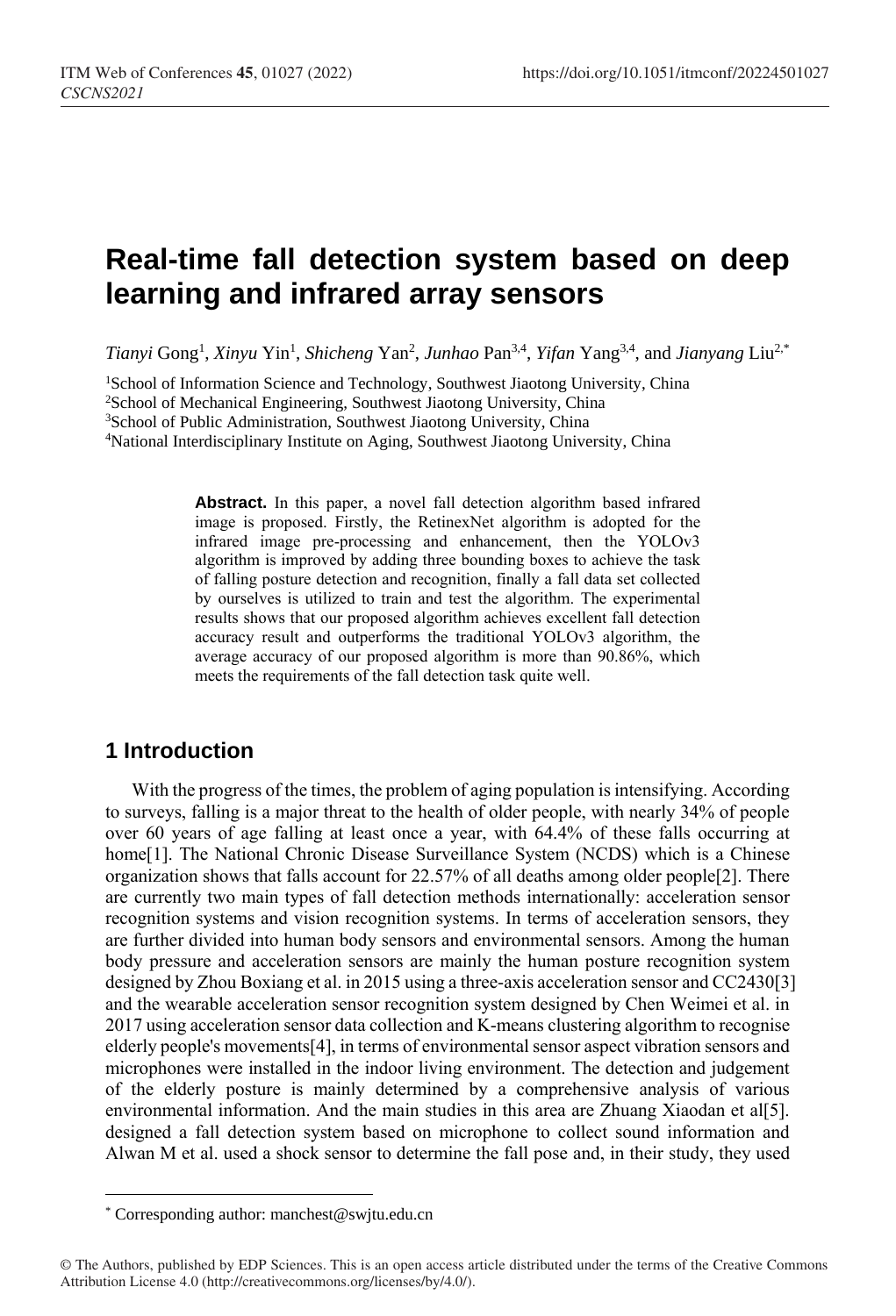# Real-time fall detection system based on deep learning and infrared array sensors

*Tianyi* Gong[1], *Xinyu* Yin[1], *Shicheng* Yan[2], *Junhao* Pan[3,4], *Yifan* Yang[3,4], and *Jianyang* Liu[2,*]

[1]School of Information Science and Technology, Southwest Jiaotong University, China
[2]School of Mechanical Engineering, Southwest Jiaotong University, China
[3]School of Public Administration, Southwest Jiaotong University, China
[4]National Interdisciplinary Institute on Aging, Southwest Jiaotong University, China

**Abstract.** In this paper, a novel fall detection algorithm based infrared image is proposed. Firstly, the RetinexNet algorithm is adopted for the infrared image pre-processing and enhancement, then the YOLOv3 algorithm is improved by adding three bounding boxes to achieve the task of falling posture detection and recognition, finally a fall data set collected by ourselves is utilized to train and test the algorithm. The experimental results shows that our proposed algorithm achieves excellent fall detection accuracy result and outperforms the traditional YOLOv3 algorithm, the average accuracy of our proposed algorithm is more than 90.86%, which meets the requirements of the fall detection task quite well.

## 1 Introduction

With the progress of the times, the problem of aging population is intensifying. According to surveys, falling is a major threat to the health of older people, with nearly 34% of people over 60 years of age falling at least once a year, with 64.4% of these falls occurring at home[1]. The National Chronic Disease Surveillance System (NCDS) which is a Chinese organization shows that falls account for 22.57% of all deaths among older people[2]. There are currently two main types of fall detection methods internationally: acceleration sensor recognition systems and vision recognition systems. In terms of acceleration sensors, they are further divided into human body sensors and environmental sensors. Among the human body pressure and acceleration sensors are mainly the human posture recognition system designed by Zhou Boxiang et al. in 2015 using a three-axis acceleration sensor and CC2430[3] and the wearable acceleration sensor recognition system designed by Chen Weimei et al. in 2017 using acceleration sensor data collection and K-means clustering algorithm to recognise elderly people's movements[4], in terms of environmental sensor aspect vibration sensors and microphones were installed in the indoor living environment. The detection and judgement of the elderly posture is mainly determined by a comprehensive analysis of various environmental information. And the main studies in this area are Zhuang Xiaodan et al[5]. designed a fall detection system based on microphone to collect sound information and Alwan M et al. used a shock sensor to determine the fall pose and, in their study, they used

* Corresponding author: manchest@swjtu.edu.cn

© The Authors, published by EDP Sciences. This is an open access article distributed under the terms of the Creative Commons Attribution License 4.0 (http://creativecommons.org/licenses/by/4.0/).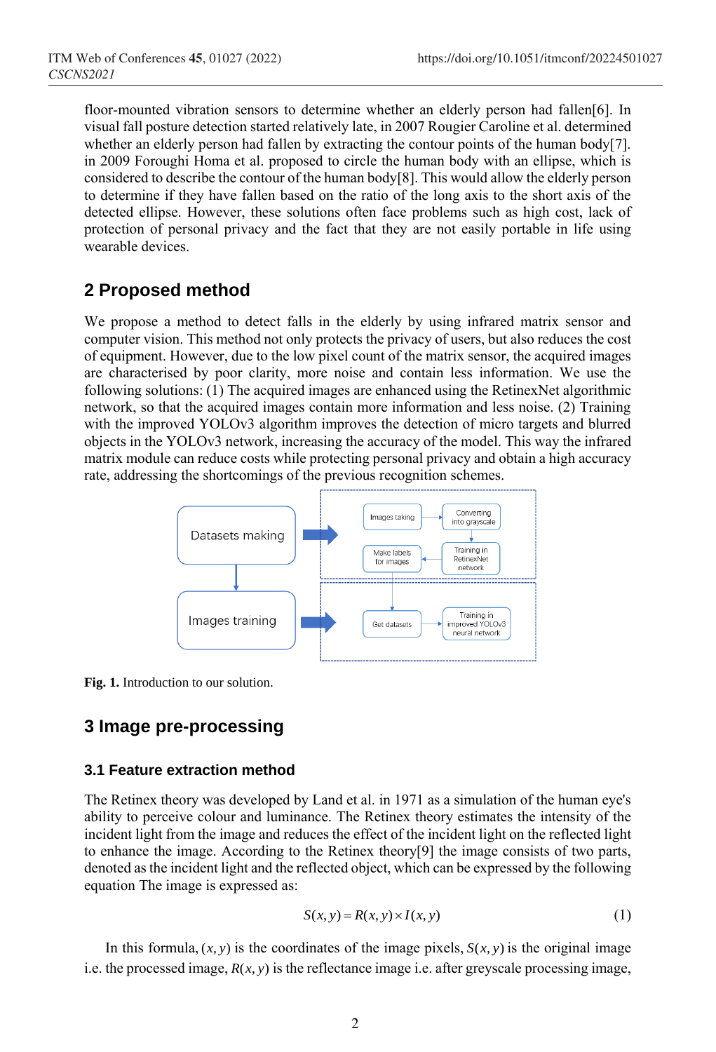floor-mounted vibration sensors to determine whether an elderly person had fallen[6]. In visual fall posture detection started relatively late, in 2007 Rougier Caroline et al. determined whether an elderly person had fallen by extracting the contour points of the human body[7]. in 2009 Foroughi Homa et al. proposed to circle the human body with an ellipse, which is considered to describe the contour of the human body[8]. This would allow the elderly person to determine if they have fallen based on the ratio of the long axis to the short axis of the detected ellipse. However, these solutions often face problems such as high cost, lack of protection of personal privacy and the fact that they are not easily portable in life using wearable devices.

## 2 Proposed method

We propose a method to detect falls in the elderly by using infrared matrix sensor and computer vision. This method not only protects the privacy of users, but also reduces the cost of equipment. However, due to the low pixel count of the matrix sensor, the acquired images are characterised by poor clarity, more noise and contain less information. We use the following solutions: (1) The acquired images are enhanced using the RetinexNet algorithmic network, so that the acquired images contain more information and less noise. (2) Training with the improved YOLOv3 algorithm improves the detection of micro targets and blurred objects in the YOLOv3 network, increasing the accuracy of the model. This way the infrared matrix module can reduce costs while protecting personal privacy and obtain a high accuracy rate, addressing the shortcomings of the previous recognition schemes.

Datasets making

Images taking → Converting into grayscale → Training in RetinexNet network → Make labels for images

Images training

Get datasets → Training in improved YOLOv3 neural network

**Fig. 1.** Introduction to our solution.

## 3 Image pre-processing

### 3.1 Feature extraction method

The Retinex theory was developed by Land et al. in 1971 as a simulation of the human eye's ability to perceive colour and luminance. The Retinex theory estimates the intensity of the incident light from the image and reduces the effect of the incident light on the reflected light to enhance the image. According to the Retinex theory[9] the image consists of two parts, denoted as the incident light and the reflected object, which can be expressed by the following equation The image is expressed as:

$$S(x,y) = R(x,y) \times I(x,y) \tag{1}$$

In this formula, $(x, y)$ is the coordinates of the image pixels, $S(x, y)$ is the original image i.e. the processed image, $R(x, y)$ is the reflectance image i.e. after greyscale processing image,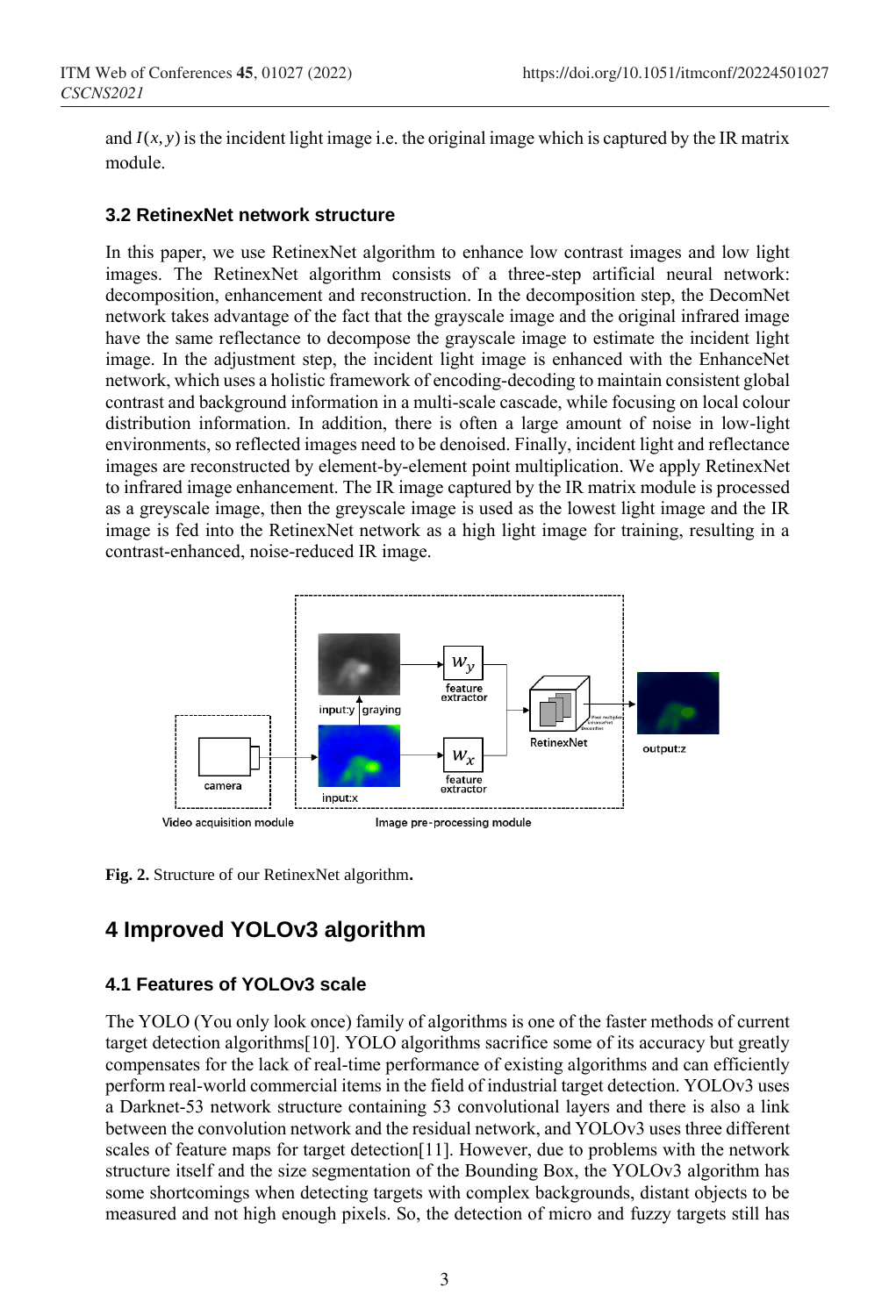and $I(x, y)$ is the incident light image i.e. the original image which is captured by the IR matrix module.

### 3.2 RetinexNet network structure

In this paper, we use RetinexNet algorithm to enhance low contrast images and low light images. The RetinexNet algorithm consists of a three-step artificial neural network: decomposition, enhancement and reconstruction. In the decomposition step, the DecomNet network takes advantage of the fact that the grayscale image and the original infrared image have the same reflectance to decompose the grayscale image to estimate the incident light image. In the adjustment step, the incident light image is enhanced with the EnhanceNet network, which uses a holistic framework of encoding-decoding to maintain consistent global contrast and background information in a multi-scale cascade, while focusing on local colour distribution information. In addition, there is often a large amount of noise in low-light environments, so reflected images need to be denoised. Finally, incident light and reflectance images are reconstructed by element-by-element point multiplication. We apply RetinexNet to infrared image enhancement. The IR image captured by the IR matrix module is processed as a greyscale image, then the greyscale image is used as the lowest light image and the IR image is fed into the RetinexNet network as a high light image for training, resulting in a contrast-enhanced, noise-reduced IR image.

**Fig. 2.** Structure of our RetinexNet algorithm.

## 4 Improved YOLOv3 algorithm

### 4.1 Features of YOLOv3 scale

The YOLO (You only look once) family of algorithms is one of the faster methods of current target detection algorithms[10]. YOLO algorithms sacrifice some of its accuracy but greatly compensates for the lack of real-time performance of existing algorithms and can efficiently perform real-world commercial items in the field of industrial target detection. YOLOv3 uses a Darknet-53 network structure containing 53 convolutional layers and there is also a link between the convolution network and the residual network, and YOLOv3 uses three different scales of feature maps for target detection[11]. However, due to problems with the network structure itself and the size segmentation of the Bounding Box, the YOLOv3 algorithm has some shortcomings when detecting targets with complex backgrounds, distant objects to be measured and not high enough pixels. So, the detection of micro and fuzzy targets still has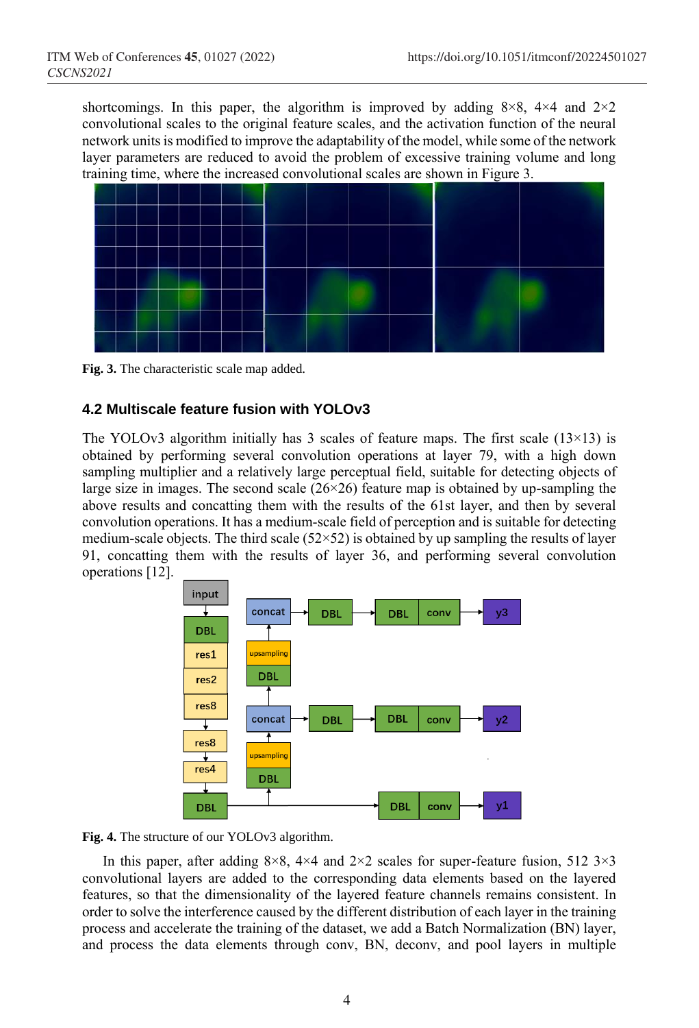shortcomings. In this paper, the algorithm is improved by adding 8×8, 4×4 and 2×2 convolutional scales to the original feature scales, and the activation function of the neural network units is modified to improve the adaptability of the model, while some of the network layer parameters are reduced to avoid the problem of excessive training volume and long training time, where the increased convolutional scales are shown in Figure 3.

**Fig. 3.** The characteristic scale map added.

### 4.2 Multiscale feature fusion with YOLOv3

The YOLOv3 algorithm initially has 3 scales of feature maps. The first scale (13×13) is obtained by performing several convolution operations at layer 79, with a high down sampling multiplier and a relatively large perceptual field, suitable for detecting objects of large size in images. The second scale (26×26) feature map is obtained by up-sampling the above results and concatting them with the results of the 61st layer, and then by several convolution operations. It has a medium-scale field of perception and is suitable for detecting medium-scale objects. The third scale (52×52) is obtained by up sampling the results of layer 91, concatting them with the results of layer 36, and performing several convolution operations [12].

**Fig. 4.** The structure of our YOLOv3 algorithm.

In this paper, after adding 8×8, 4×4 and 2×2 scales for super-feature fusion, 512 3×3 convolutional layers are added to the corresponding data elements based on the layered features, so that the dimensionality of the layered feature channels remains consistent. In order to solve the interference caused by the different distribution of each layer in the training process and accelerate the training of the dataset, we add a Batch Normalization (BN) layer, and process the data elements through conv, BN, deconv, and pool layers in multiple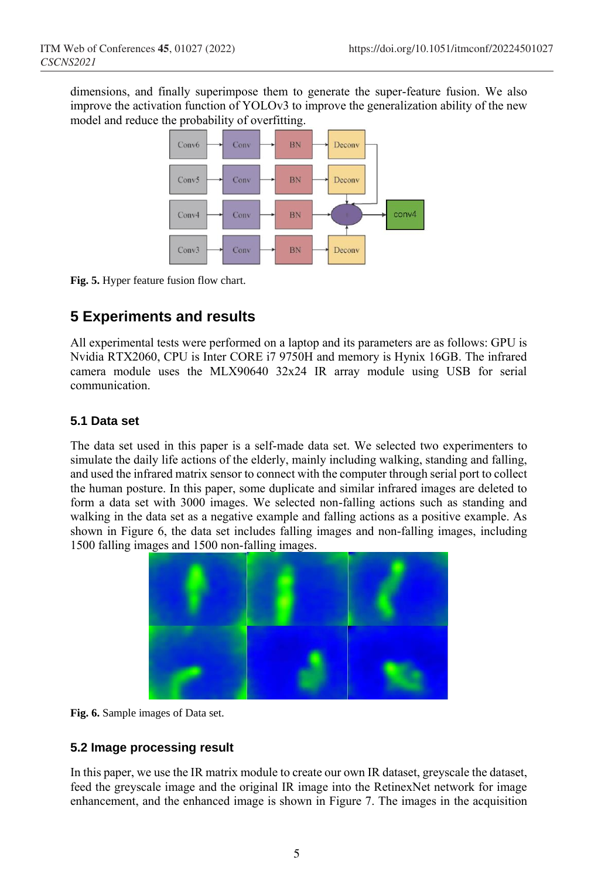dimensions, and finally superimpose them to generate the super-feature fusion. We also improve the activation function of YOLOv3 to improve the generalization ability of the new model and reduce the probability of overfitting.

**Fig. 5.** Hyper feature fusion flow chart.

## 5 Experiments and results

All experimental tests were performed on a laptop and its parameters are as follows: GPU is Nvidia RTX2060, CPU is Inter CORE i7 9750H and memory is Hynix 16GB. The infrared camera module uses the MLX90640 32x24 IR array module using USB for serial communication.

### 5.1 Data set

The data set used in this paper is a self-made data set. We selected two experimenters to simulate the daily life actions of the elderly, mainly including walking, standing and falling, and used the infrared matrix sensor to connect with the computer through serial port to collect the human posture. In this paper, some duplicate and similar infrared images are deleted to form a data set with 3000 images. We selected non-falling actions such as standing and walking in the data set as a negative example and falling actions as a positive example. As shown in Figure 6, the data set includes falling images and non-falling images, including 1500 falling images and 1500 non-falling images.

**Fig. 6.** Sample images of Data set.

### 5.2 Image processing result

In this paper, we use the IR matrix module to create our own IR dataset, greyscale the dataset, feed the greyscale image and the original IR image into the RetinexNet network for image enhancement, and the enhanced image is shown in Figure 7. The images in the acquisition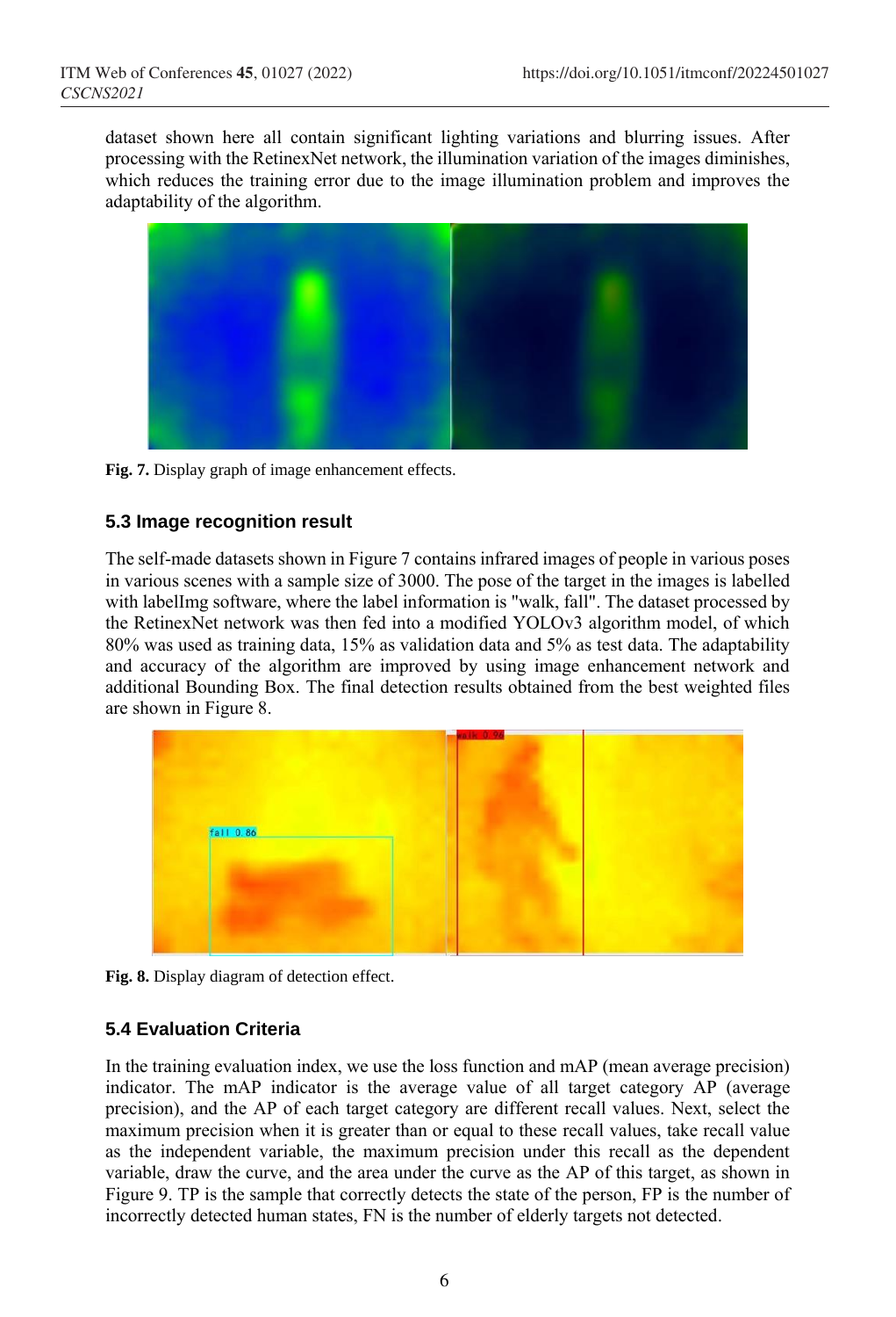dataset shown here all contain significant lighting variations and blurring issues. After processing with the RetinexNet network, the illumination variation of the images diminishes, which reduces the training error due to the image illumination problem and improves the adaptability of the algorithm.

**Fig. 7.** Display graph of image enhancement effects.

### 5.3 Image recognition result

The self-made datasets shown in Figure 7 contains infrared images of people in various poses in various scenes with a sample size of 3000. The pose of the target in the images is labelled with labelImg software, where the label information is "walk, fall". The dataset processed by the RetinexNet network was then fed into a modified YOLOv3 algorithm model, of which 80% was used as training data, 15% as validation data and 5% as test data. The adaptability and accuracy of the algorithm are improved by using image enhancement network and additional Bounding Box. The final detection results obtained from the best weighted files are shown in Figure 8.

**Fig. 8.** Display diagram of detection effect.

### 5.4 Evaluation Criteria

In the training evaluation index, we use the loss function and mAP (mean average precision) indicator. The mAP indicator is the average value of all target category AP (average precision), and the AP of each target category are different recall values. Next, select the maximum precision when it is greater than or equal to these recall values, take recall value as the independent variable, the maximum precision under this recall as the dependent variable, draw the curve, and the area under the curve as the AP of this target, as shown in Figure 9. TP is the sample that correctly detects the state of the person, FP is the number of incorrectly detected human states, FN is the number of elderly targets not detected.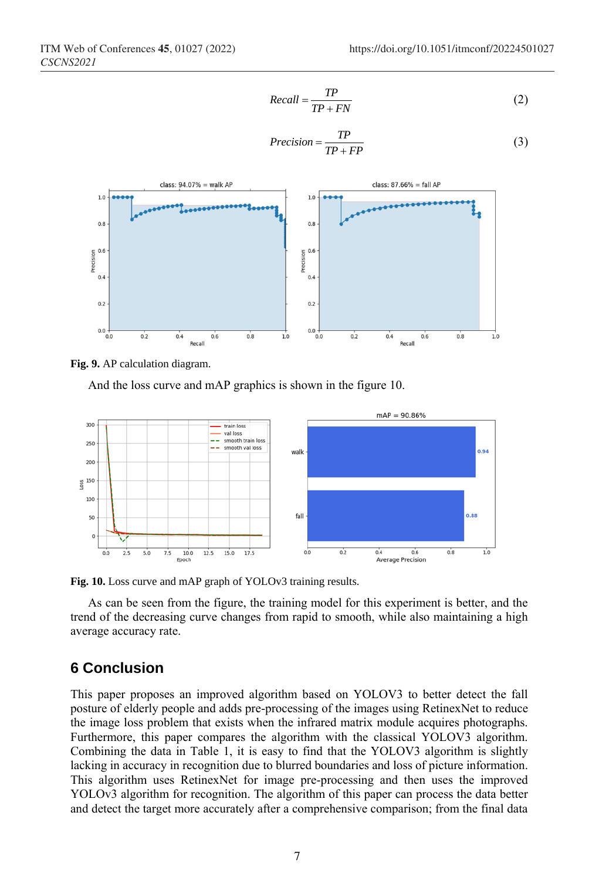$$Recall = \frac{TP}{TP + FN} \tag{2}$$

$$Precision = \frac{TP}{TP + FP} \tag{3}$$

**Fig. 9.** AP calculation diagram.

And the loss curve and mAP graphics is shown in the figure 10.

**Fig. 10.** Loss curve and mAP graph of YOLOv3 training results.

As can be seen from the figure, the training model for this experiment is better, and the trend of the decreasing curve changes from rapid to smooth, while also maintaining a high average accuracy rate.

## 6 Conclusion

This paper proposes an improved algorithm based on YOLOV3 to better detect the fall posture of elderly people and adds pre-processing of the images using RetinexNet to reduce the image loss problem that exists when the infrared matrix module acquires photographs. Furthermore, this paper compares the algorithm with the classical YOLOV3 algorithm. Combining the data in Table 1, it is easy to find that the YOLOV3 algorithm is slightly lacking in accuracy in recognition due to blurred boundaries and loss of picture information. This algorithm uses RetinexNet for image pre-processing and then uses the improved YOLOv3 algorithm for recognition. The algorithm of this paper can process the data better and detect the target more accurately after a comprehensive comparison; from the final data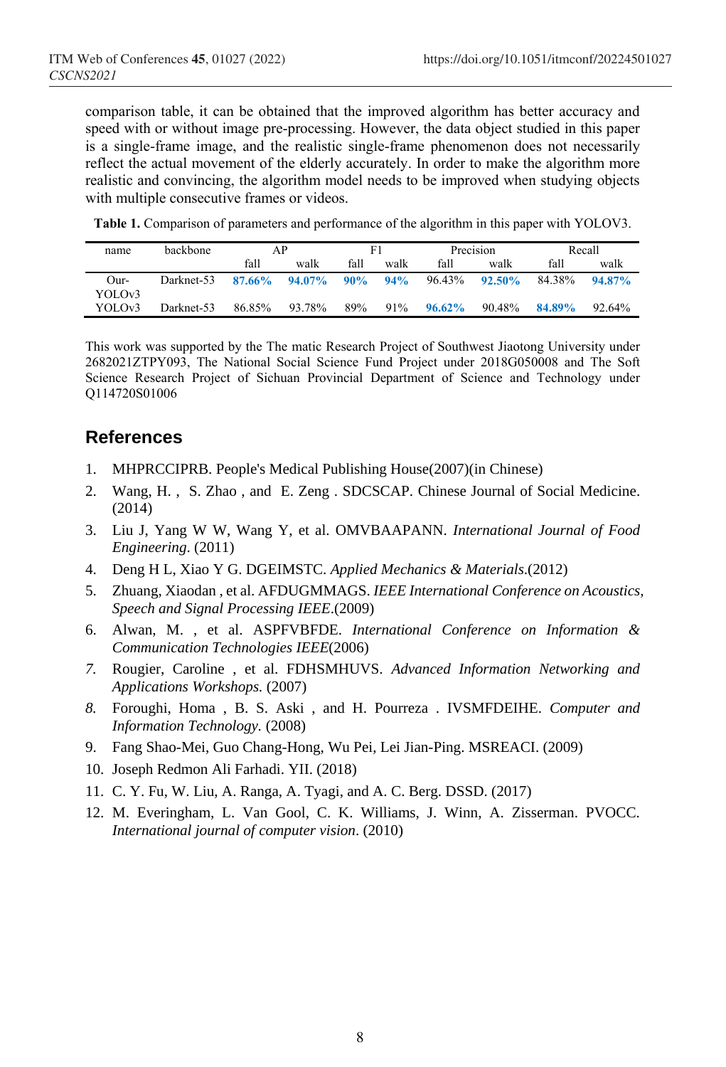comparison table, it can be obtained that the improved algorithm has better accuracy and speed with or without image pre-processing. However, the data object studied in this paper is a single-frame image, and the realistic single-frame phenomenon does not necessarily reflect the actual movement of the elderly accurately. In order to make the algorithm more realistic and convincing, the algorithm model needs to be improved when studying objects with multiple consecutive frames or videos.

**Table 1.** Comparison of parameters and performance of the algorithm in this paper with YOLOV3.

| name | backbone | AP | | F1 | | Precision | | Recall | |
|---|---|---|---|---|---|---|---|---|---|
| | | fall | walk | fall | walk | fall | walk | fall | walk |
| Our-YOLOv3 | Darknet-53 | **87.66%** | **94.07%** | **90%** | **94%** | 96.43% | **92.50%** | 84.38% | **94.87%** |
| YOLOv3 | Darknet-53 | 86.85% | 93.78% | 89% | 91% | **96.62%** | 90.48% | **84.89%** | 92.64% |

This work was supported by the The matic Research Project of Southwest Jiaotong University under 2682021ZTPY093, The National Social Science Fund Project under 2018G050008 and The Soft Science Research Project of Sichuan Provincial Department of Science and Technology under Q114720S01006

## References

1. MHPRCCIPRB. People's Medical Publishing House(2007)(in Chinese)
2. Wang, H. , S. Zhao , and E. Zeng . SDCSCAP. Chinese Journal of Social Medicine. (2014)
3. Liu J, Yang W W, Wang Y, et al. OMVBAAPANN. *International Journal of Food Engineering*. (2011)
4. Deng H L, Xiao Y G. DGEIMSTC. *Applied Mechanics & Materials*.(2012)
5. Zhuang, Xiaodan , et al. AFDUGMMAGS. *IEEE International Conference on Acoustics, Speech and Signal Processing IEEE*.(2009)
6. Alwan, M. , et al. ASPFVBFDE. *International Conference on Information & Communication Technologies IEEE*(2006)
7. Rougier, Caroline , et al. FDHSMHUVS. *Advanced Information Networking and Applications Workshops.* (2007)
8. Foroughi, Homa , B. S. Aski , and H. Pourreza . IVSMFDEIHE. *Computer and Information Technology.* (2008)
9. Fang Shao-Mei, Guo Chang-Hong, Wu Pei, Lei Jian-Ping. MSREACI. (2009)
10. Joseph Redmon Ali Farhadi. YII. (2018)
11. C. Y. Fu, W. Liu, A. Ranga, A. Tyagi, and A. C. Berg. DSSD. (2017)
12. M. Everingham, L. Van Gool, C. K. Williams, J. Winn, A. Zisserman. PVOCC. *International journal of computer vision*. (2010)